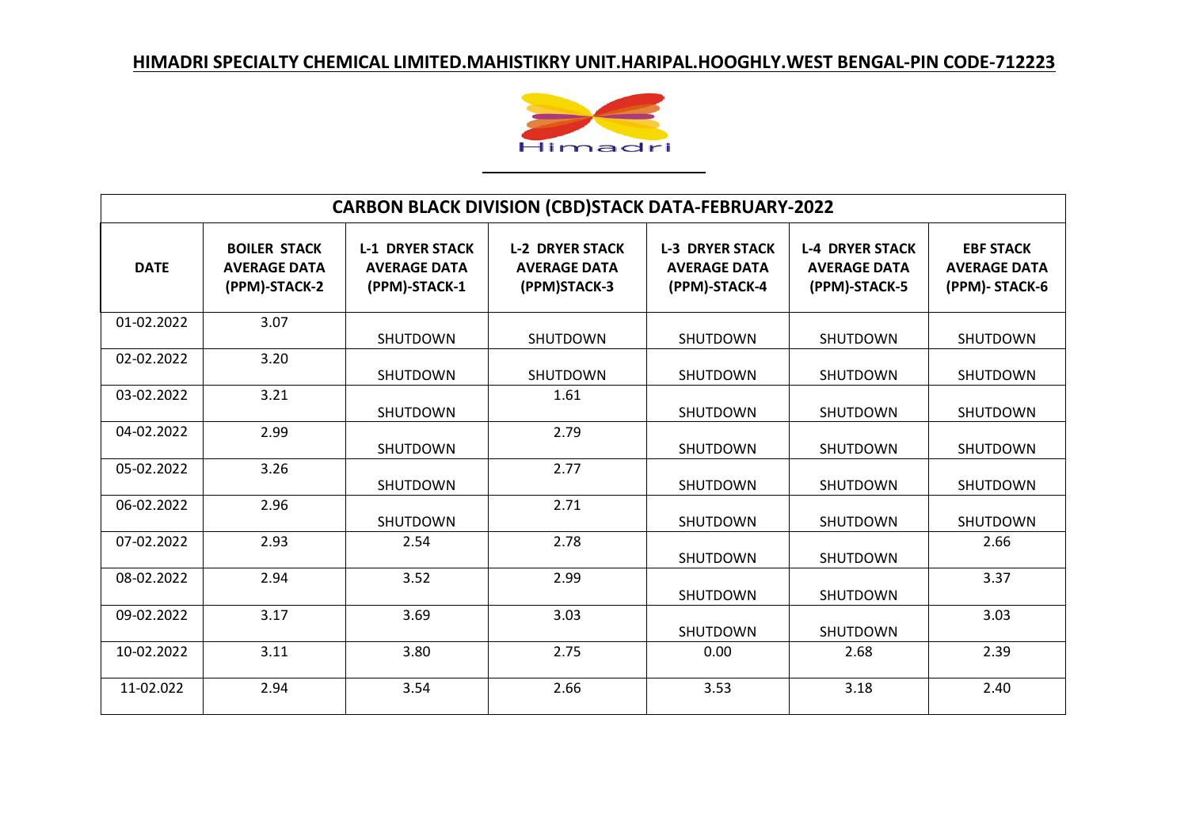# HIMADRI SPECIALTY CHEMICAL LIMITED.MAHISTIKRY UNIT.HARIPAL.HOOGHLY.WEST BENGAL-PIN CODE-712223

Himadri

| CARBON BLACK DIVISION (CBD)STACK DATA-FEBRUARY-2022 | | | | | | |
|---|---|---|---|---|---|---|
| **DATE** | **BOILER STACK AVERAGE DATA (PPM)-STACK-2** | **L-1 DRYER STACK AVERAGE DATA (PPM)-STACK-1** | **L-2 DRYER STACK AVERAGE DATA (PPM)STACK-3** | **L-3 DRYER STACK AVERAGE DATA (PPM)-STACK-4** | **L-4 DRYER STACK AVERAGE DATA (PPM)-STACK-5** | **EBF STACK AVERAGE DATA (PPM)- STACK-6** |
| 01-02.2022 | 3.07 | SHUTDOWN | SHUTDOWN | SHUTDOWN | SHUTDOWN | SHUTDOWN |
| 02-02.2022 | 3.20 | SHUTDOWN | SHUTDOWN | SHUTDOWN | SHUTDOWN | SHUTDOWN |
| 03-02.2022 | 3.21 | SHUTDOWN | 1.61 | SHUTDOWN | SHUTDOWN | SHUTDOWN |
| 04-02.2022 | 2.99 | SHUTDOWN | 2.79 | SHUTDOWN | SHUTDOWN | SHUTDOWN |
| 05-02.2022 | 3.26 | SHUTDOWN | 2.77 | SHUTDOWN | SHUTDOWN | SHUTDOWN |
| 06-02.2022 | 2.96 | SHUTDOWN | 2.71 | SHUTDOWN | SHUTDOWN | SHUTDOWN |
| 07-02.2022 | 2.93 | 2.54 | 2.78 | SHUTDOWN | SHUTDOWN | 2.66 |
| 08-02.2022 | 2.94 | 3.52 | 2.99 | SHUTDOWN | SHUTDOWN | 3.37 |
| 09-02.2022 | 3.17 | 3.69 | 3.03 | SHUTDOWN | SHUTDOWN | 3.03 |
| 10-02.2022 | 3.11 | 3.80 | 2.75 | 0.00 | 2.68 | 2.39 |
| 11-02.022 | 2.94 | 3.54 | 2.66 | 3.53 | 3.18 | 2.40 |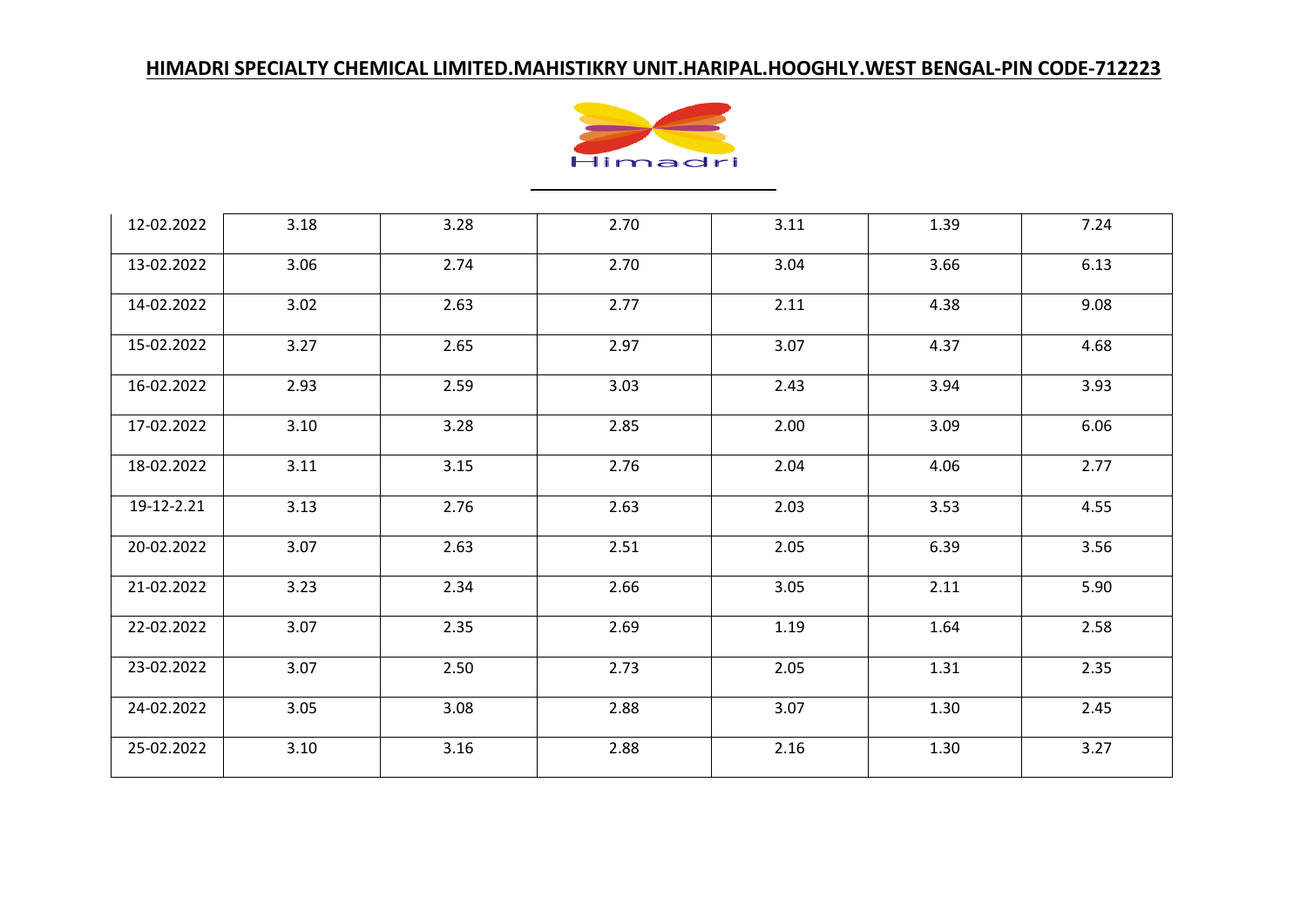**HIMADRI SPECIALTY CHEMICAL LIMITED.MAHISTIKRY UNIT.HARIPAL.HOOGHLY.WEST BENGAL-PIN CODE-712223**

Himadri

| | | | | | | |
|---|---|---|---|---|---|---|
| 12-02.2022 | 3.18 | 3.28 | 2.70 | 3.11 | 1.39 | 7.24 |
| 13-02.2022 | 3.06 | 2.74 | 2.70 | 3.04 | 3.66 | 6.13 |
| 14-02.2022 | 3.02 | 2.63 | 2.77 | 2.11 | 4.38 | 9.08 |
| 15-02.2022 | 3.27 | 2.65 | 2.97 | 3.07 | 4.37 | 4.68 |
| 16-02.2022 | 2.93 | 2.59 | 3.03 | 2.43 | 3.94 | 3.93 |
| 17-02.2022 | 3.10 | 3.28 | 2.85 | 2.00 | 3.09 | 6.06 |
| 18-02.2022 | 3.11 | 3.15 | 2.76 | 2.04 | 4.06 | 2.77 |
| 19-12-2.21 | 3.13 | 2.76 | 2.63 | 2.03 | 3.53 | 4.55 |
| 20-02.2022 | 3.07 | 2.63 | 2.51 | 2.05 | 6.39 | 3.56 |
| 21-02.2022 | 3.23 | 2.34 | 2.66 | 3.05 | 2.11 | 5.90 |
| 22-02.2022 | 3.07 | 2.35 | 2.69 | 1.19 | 1.64 | 2.58 |
| 23-02.2022 | 3.07 | 2.50 | 2.73 | 2.05 | 1.31 | 2.35 |
| 24-02.2022 | 3.05 | 3.08 | 2.88 | 3.07 | 1.30 | 2.45 |
| 25-02.2022 | 3.10 | 3.16 | 2.88 | 2.16 | 1.30 | 3.27 |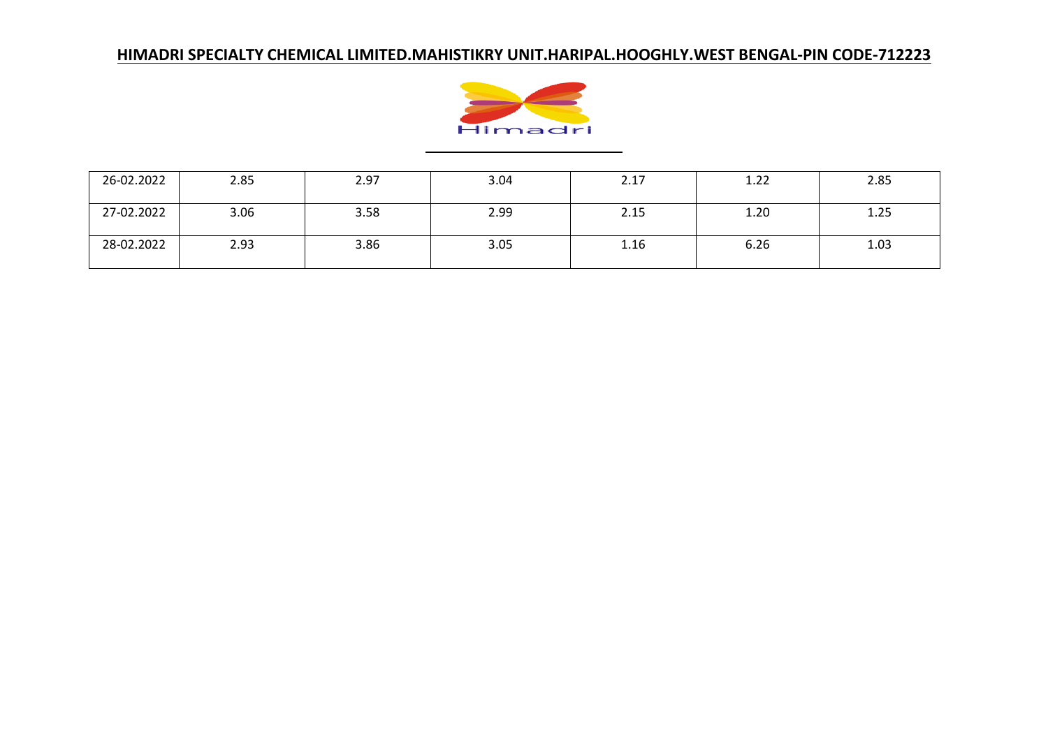| 26-02.2022 | 2.85 | 2.97 | 3.04 | 2.17 | 1.22 | 2.85 |
|---|---|---|---|---|---|---|
| 27-02.2022 | 3.06 | 3.58 | 2.99 | 2.15 | 1.20 | 1.25 |
| 28-02.2022 | 2.93 | 3.86 | 3.05 | 1.16 | 6.26 | 1.03 |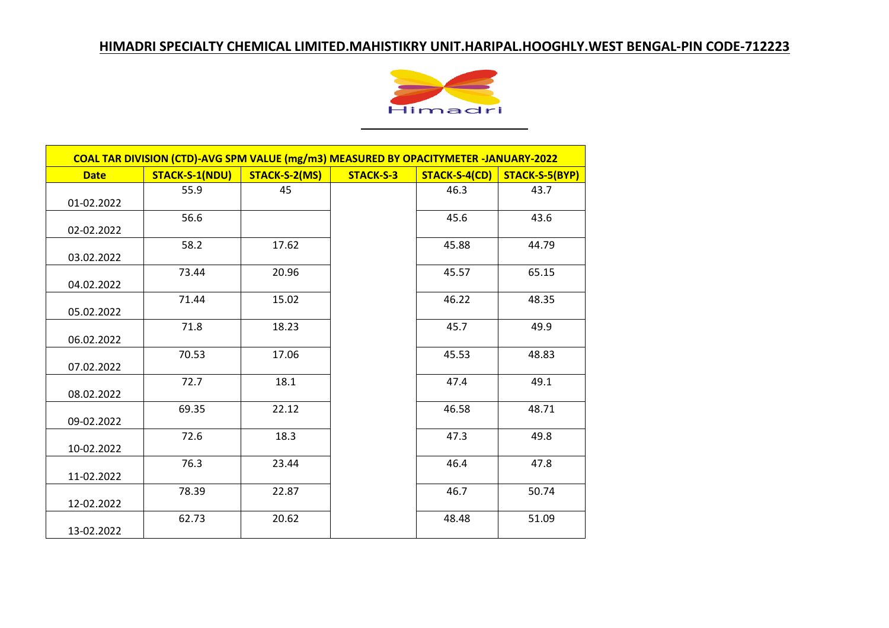## HIMADRI SPECIALTY CHEMICAL LIMITED.MAHISTIKRY UNIT.HARIPAL.HOOGHLY.WEST BENGAL-PIN CODE-712223

Himadri

| COAL TAR DIVISION (CTD)-AVG SPM VALUE (mg/m3) MEASURED BY OPACITYMETER -JANUARY-2022 | | | | | |
|---|---|---|---|---|---|
| **Date** | **STACK-S-1(NDU)** | **STACK-S-2(MS)** | **STACK-S-3** | **STACK-S-4(CD)** | **STACK-S-5(BYP)** |
| 01-02.2022 | 55.9 | 45 | | 46.3 | 43.7 |
| 02-02.2022 | 56.6 | | | 45.6 | 43.6 |
| 03.02.2022 | 58.2 | 17.62 | | 45.88 | 44.79 |
| 04.02.2022 | 73.44 | 20.96 | | 45.57 | 65.15 |
| 05.02.2022 | 71.44 | 15.02 | | 46.22 | 48.35 |
| 06.02.2022 | 71.8 | 18.23 | | 45.7 | 49.9 |
| 07.02.2022 | 70.53 | 17.06 | | 45.53 | 48.83 |
| 08.02.2022 | 72.7 | 18.1 | | 47.4 | 49.1 |
| 09-02.2022 | 69.35 | 22.12 | | 46.58 | 48.71 |
| 10-02.2022 | 72.6 | 18.3 | | 47.3 | 49.8 |
| 11-02.2022 | 76.3 | 23.44 | | 46.4 | 47.8 |
| 12-02.2022 | 78.39 | 22.87 | | 46.7 | 50.74 |
| 13-02.2022 | 62.73 | 20.62 | | 48.48 | 51.09 |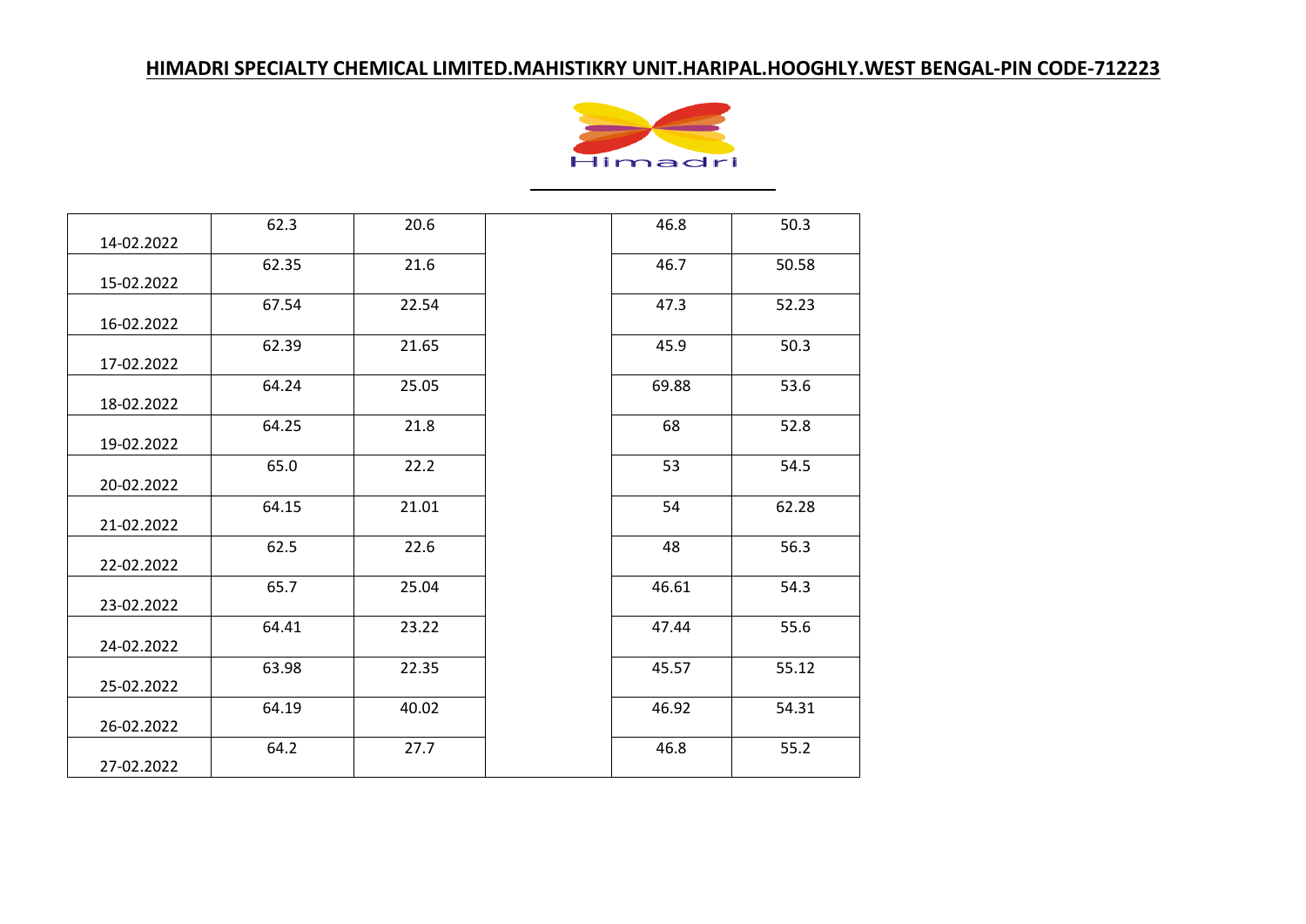**HIMADRI SPECIALTY CHEMICAL LIMITED.MAHISTIKRY UNIT.HARIPAL.HOOGHLY.WEST BENGAL-PIN CODE-712223**

Himadri

| | | | | | |
|---|---|---|---|---|---|
| 14-02.2022 | 62.3 | 20.6 | | 46.8 | 50.3 |
| 15-02.2022 | 62.35 | 21.6 | | 46.7 | 50.58 |
| 16-02.2022 | 67.54 | 22.54 | | 47.3 | 52.23 |
| 17-02.2022 | 62.39 | 21.65 | | 45.9 | 50.3 |
| 18-02.2022 | 64.24 | 25.05 | | 69.88 | 53.6 |
| 19-02.2022 | 64.25 | 21.8 | | 68 | 52.8 |
| 20-02.2022 | 65.0 | 22.2 | | 53 | 54.5 |
| 21-02.2022 | 64.15 | 21.01 | | 54 | 62.28 |
| 22-02.2022 | 62.5 | 22.6 | | 48 | 56.3 |
| 23-02.2022 | 65.7 | 25.04 | | 46.61 | 54.3 |
| 24-02.2022 | 64.41 | 23.22 | | 47.44 | 55.6 |
| 25-02.2022 | 63.98 | 22.35 | | 45.57 | 55.12 |
| 26-02.2022 | 64.19 | 40.02 | | 46.92 | 54.31 |
| 27-02.2022 | 64.2 | 27.7 | | 46.8 | 55.2 |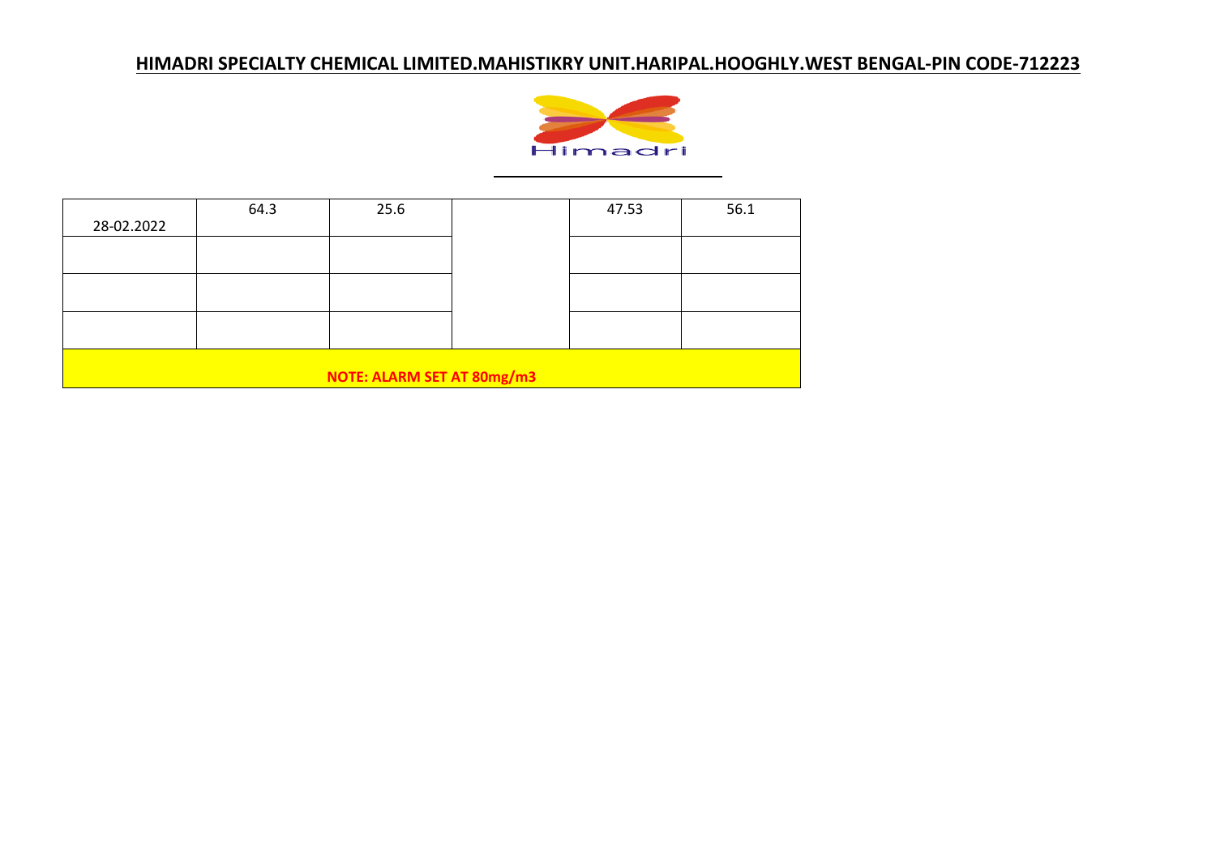**HIMADRI SPECIALTY CHEMICAL LIMITED.MAHISTIKRY UNIT.HARIPAL.HOOGHLY.WEST BENGAL-PIN CODE-712223**

Himadri

| | | | | | |
|---|---|---|---|---|---|
| 28-02.2022 | 64.3 | 25.6 | | 47.53 | 56.1 |
| | | | | | |
| | | | | | |
| | | | | | |
| **NOTE: ALARM SET AT 80mg/m3** | | | | | |